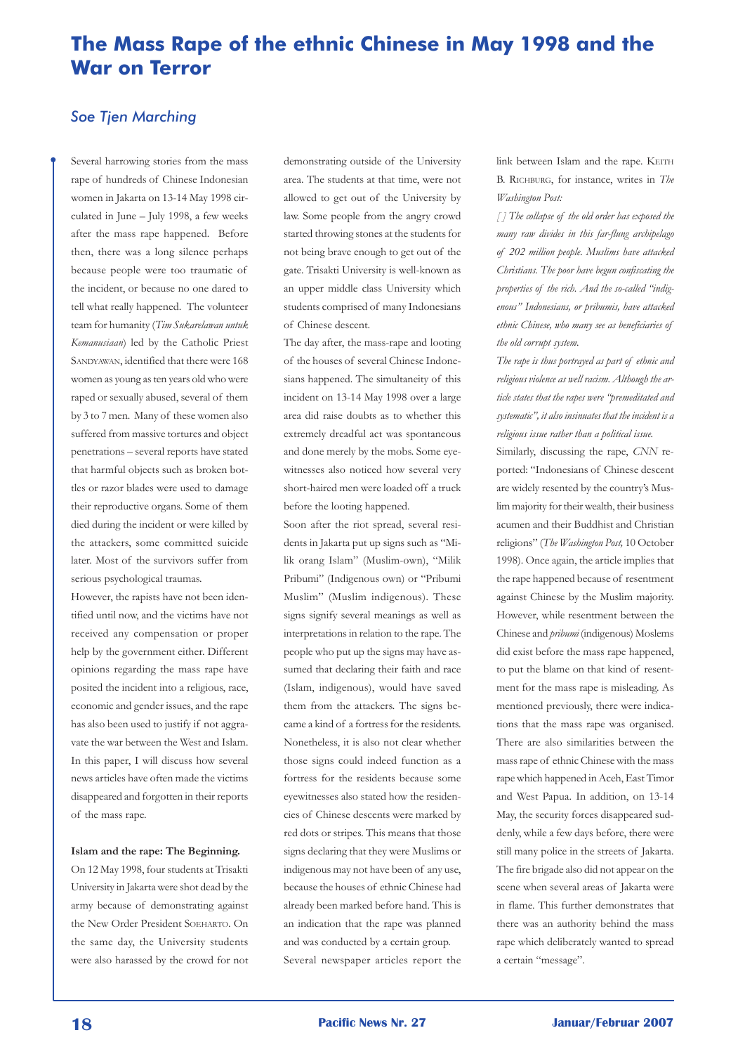# The Mass Rape of the ethnic Chinese in May 1998 and the War on Terror

## *Soe Tjen Marching*

Several harrowing stories from the mass rape of hundreds of Chinese Indonesian women in Jakarta on 13-14 May 1998 circulated in June – July 1998, a few weeks after the mass rape happened. Before then, there was a long silence perhaps because people were too traumatic of the incident, or because no one dared to tell what really happened. The volunteer team for humanity (*Tim Sukarelawan untuk Kemanusiaan*) led by the Catholic Priest Sandyawan, identified that there were 168 women as young as ten years old who were raped or sexually abused, several of them by 3 to 7 men. Many of these women also suffered from massive tortures and object penetrations – several reports have stated that harmful objects such as broken bottles or razor blades were used to damage their reproductive organs. Some of them died during the incident or were killed by the attackers, some committed suicide later. Most of the survivors suffer from serious psychological traumas.

However, the rapists have not been identified until now, and the victims have not received any compensation or proper help by the government either. Different opinions regarding the mass rape have posited the incident into a religious, race, economic and gender issues, and the rape has also been used to justify if not aggravate the war between the West and Islam. In this paper, I will discuss how several news articles have often made the victims disappeared and forgotten in their reports of the mass rape.

**Islam and the rape: The Beginning.**

On 12 May 1998, four students at Trisakti University in Jakarta were shot dead by the army because of demonstrating against the New Order President Soeharto. On the same day, the University students were also harassed by the crowd for not demonstrating outside of the University area. The students at that time, were not allowed to get out of the University by law. Some people from the angry crowd started throwing stones at the students for not being brave enough to get out of the gate. Trisakti University is well-known as an upper middle class University which students comprised of many Indonesians of Chinese descent.

The day after, the mass-rape and looting of the houses of several Chinese Indonesians happened. The simultaneity of this incident on 13-14 May 1998 over a large area did raise doubts as to whether this extremely dreadful act was spontaneous and done merely by the mobs. Some eyewitnesses also noticed how several very short-haired men were loaded off a truck before the looting happened.

Soon after the riot spread, several residents in Jakarta put up signs such as "Milik orang Islam" (Muslim-own), "Milik Pribumi" (Indigenous own) or "Pribumi Muslim" (Muslim indigenous). These signs signify several meanings as well as interpretations in relation to the rape. The people who put up the signs may have assumed that declaring their faith and race (Islam, indigenous), would have saved them from the attackers. The signs became a kind of a fortress for the residents. Nonetheless, it is also not clear whether those signs could indeed function as a fortress for the residents because some eyewitnesses also stated how the residencies of Chinese descents were marked by red dots or stripes. This means that those signs declaring that they were Muslims or indigenous may not have been of any use, because the houses of ethnic Chinese had already been marked before hand. This is an indication that the rape was planned and was conducted by a certain group.

Several newspaper articles report the link between Islam and the rape. Keith B. Richburg, for instance, writes in *The Washington Post:*

*[] The collapse of the old order has exposed the many raw divides in this far-flung archipelago of 202 million people. Muslims have attacked Christians. The poor have begun confiscating the properties of the rich. And the so-called "indigenous" Indonesians, or pribumis, have attacked ethnic Chinese, who many see as beneficiaries of the old corrupt system.*

*The rape is thus portrayed as part of ethnic and religious violence as well racism. Although the article states that the rapes were "premeditated and systematic", it also insinuates that the incident is a religious issue rather than a political issue.*

Similarly, discussing the rape, *CNN* reported: "Indonesians of Chinese descent are widely resented by the country's Muslim majority for their wealth, their business acumen and their Buddhist and Christian religions" (*The Washington Post,* 10 October 1998). Once again, the article implies that the rape happened because of resentment against Chinese by the Muslim majority. However, while resentment between the Chinese and *pribumi* (indigenous) Moslems did exist before the mass rape happened, to put the blame on that kind of resentment for the mass rape is misleading. As mentioned previously, there were indications that the mass rape was organised. There are also similarities between the mass rape of ethnic Chinese with the mass rape which happened in Aceh, East Timor and West Papua. In addition, on 13-14 May, the security forces disappeared suddenly, while a few days before, there were still many police in the streets of Jakarta. The fire brigade also did not appear on the scene when several areas of Jakarta were in flame. This further demonstrates that there was an authority behind the mass rape which deliberately wanted to spread a certain "message".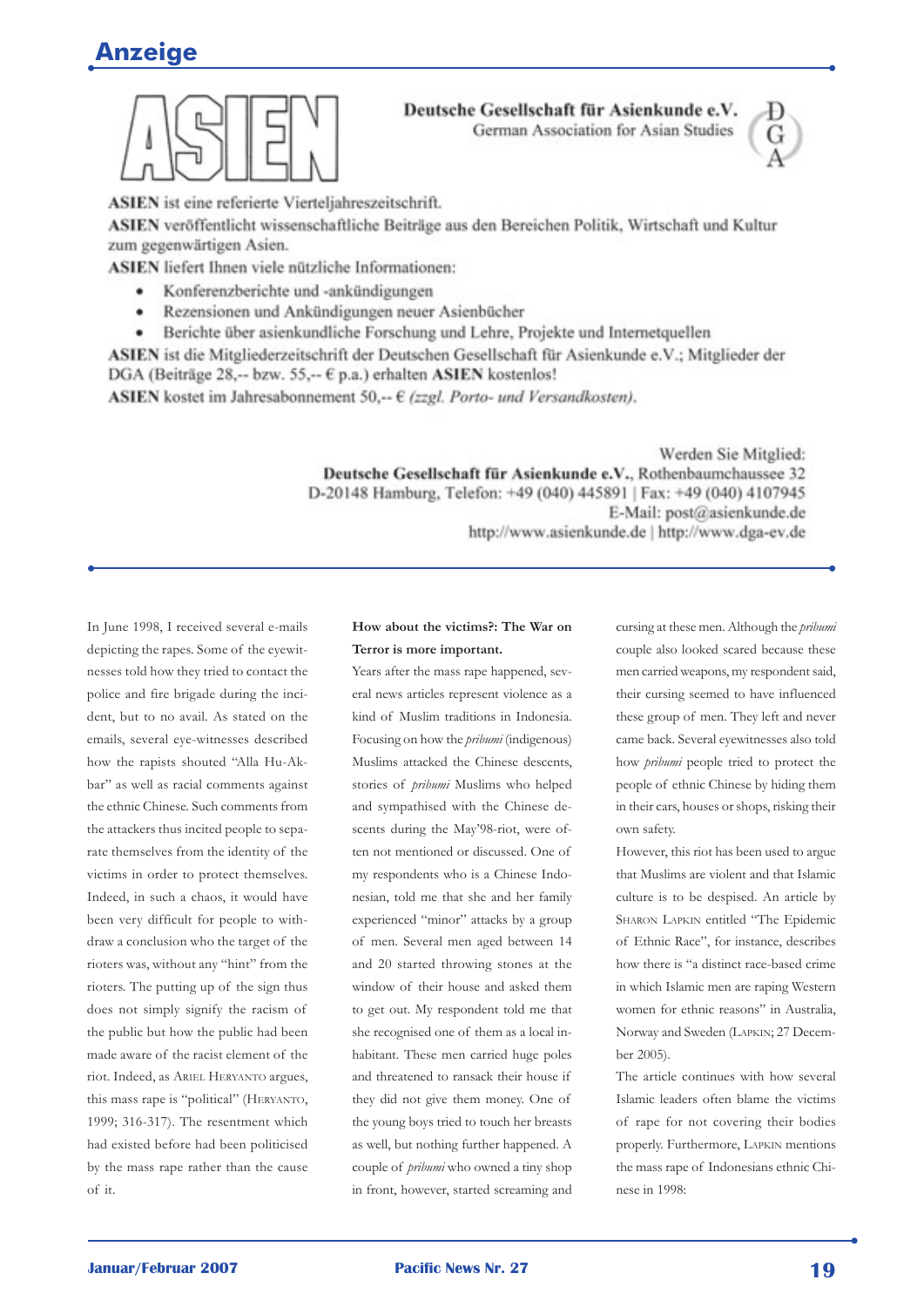# Anzeige

**ASIEN**

**Deutsche Gesellschaft für Asienkunde e.V.**
German Association for Asian Studies

**ASIEN** ist eine referierte Vierteljahreszeitschrift.

**ASIEN** veröffentlicht wissenschaftliche Beiträge aus den Bereichen Politik, Wirtschaft und Kultur zum gegenwärtigen Asien.

**ASIEN** liefert Ihnen viele nützliche Informationen:

- Konferenzberichte und -ankündigungen
- Rezensionen und Ankündigungen neuer Asienbücher
- Berichte über asienkundliche Forschung und Lehre, Projekte und Internetquellen

**ASIEN** ist die Mitgliederzeitschrift der Deutschen Gesellschaft für Asienkunde e.V.; Mitglieder der DGA (Beiträge 28,-- bzw. 55,-- € p.a.) erhalten **ASIEN** kostenlos!

**ASIEN** kostet im Jahresabonnement 50,-- € *(zzgl. Porto- und Versandkosten).*

Werden Sie Mitglied:
**Deutsche Gesellschaft für Asienkunde e.V.**, Rothenbaumchaussee 32
D-20148 Hamburg, Telefon: +49 (040) 445891 | Fax: +49 (040) 4107945
E-Mail: post@asienkunde.de
http://www.asienkunde.de | http://www.dga-ev.de

---

In June 1998, I received several e-mails depicting the rapes. Some of the eyewitnesses told how they tried to contact the police and fire brigade during the incident, but to no avail. As stated on the emails, several eye-witnesses described how the rapists shouted "Alla Hu-Akbar" as well as racial comments against the ethnic Chinese. Such comments from the attackers thus incited people to separate themselves from the identity of the victims in order to protect themselves. Indeed, in such a chaos, it would have been very difficult for people to withdraw a conclusion who the target of the rioters was, without any "hint" from the rioters. The putting up of the sign thus does not simply signify the racism of the public but how the public had been made aware of the racist element of the riot. Indeed, as Ariel Heryanto argues, this mass rape is "political" (Heryanto, 1999; 316-317). The resentment which had existed before had been politicised by the mass rape rather than the cause of it.

**How about the victims?: The War on Terror is more important.**

Years after the mass rape happened, several news articles represent violence as a kind of Muslim traditions in Indonesia. Focusing on how the *pribumi* (indigenous) Muslims attacked the Chinese descents, stories of *pribumi* Muslims who helped and sympathised with the Chinese descents during the May'98-riot, were often not mentioned or discussed. One of my respondents who is a Chinese Indonesian, told me that she and her family experienced "minor" attacks by a group of men. Several men aged between 14 and 20 started throwing stones at the window of their house and asked them to get out. My respondent told me that she recognised one of them as a local inhabitant. These men carried huge poles and threatened to ransack their house if they did not give them money. One of the young boys tried to touch her breasts as well, but nothing further happened. A couple of *pribumi* who owned a tiny shop in front, however, started screaming and cursing at these men. Although the *pribumi* couple also looked scared because these men carried weapons, my respondent said, their cursing seemed to have influenced these group of men. They left and never came back. Several eyewitnesses also told how *pribumi* people tried to protect the people of ethnic Chinese by hiding them in their cars, houses or shops, risking their own safety.

However, this riot has been used to argue that Muslims are violent and that Islamic culture is to be despised. An article by Sharon Lapkin entitled "The Epidemic of Ethnic Race", for instance, describes how there is "a distinct race-based crime in which Islamic men are raping Western women for ethnic reasons" in Australia, Norway and Sweden (Lapkin; 27 December 2005).

The article continues with how several Islamic leaders often blame the victims of rape for not covering their bodies properly. Furthermore, Lapkin mentions the mass rape of Indonesians ethnic Chinese in 1998: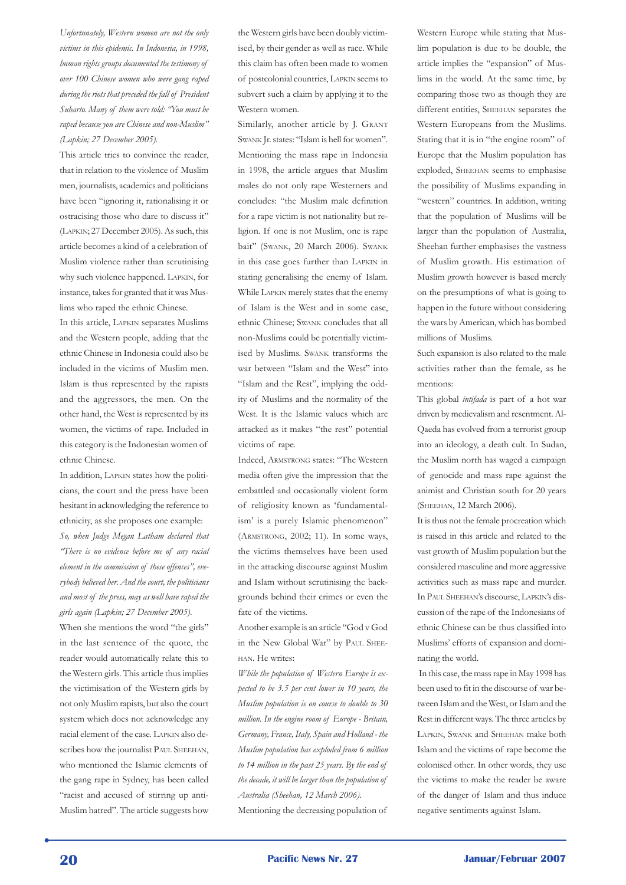*Unfortunately, Western women are not the only victims in this epidemic. In Indonesia, in 1998, human rights groups documented the testimony of over 100 Chinese women who were gang raped during the riots that preceded the fall of President Suharto. Many of them were told: "You must be raped because you are Chinese and non-Muslim" (Lapkin; 27 December 2005).*

This article tries to convince the reader, that in relation to the violence of Muslim men, journalists, academics and politicians have been "ignoring it, rationalising it or ostracising those who dare to discuss it" (Lapkin; 27 December 2005). As such, this article becomes a kind of a celebration of Muslim violence rather than scrutinising why such violence happened. Lapkin, for instance, takes for granted that it was Muslims who raped the ethnic Chinese.

In this article, Lapkin separates Muslims and the Western people, adding that the ethnic Chinese in Indonesia could also be included in the victims of Muslim men. Islam is thus represented by the rapists and the aggressors, the men. On the other hand, the West is represented by its women, the victims of rape. Included in this category is the Indonesian women of ethnic Chinese.

In addition, Lapkin states how the politicians, the court and the press have been hesitant in acknowledging the reference to ethnicity, as she proposes one example:

*So, when Judge Megan Latham declared that "There is no evidence before me of any racial element in the commission of these offences", everybody believed her. And the court, the politicians and most of the press, may as well have raped the girls again (Lapkin; 27 December 2005).*

When she mentions the word "the girls" in the last sentence of the quote, the reader would automatically relate this to the Western girls. This article thus implies the victimisation of the Western girls by not only Muslim rapists, but also the court system which does not acknowledge any racial element of the case. Lapkin also describes how the journalist Paul Sheehan, who mentioned the Islamic elements of the gang rape in Sydney, has been called "racist and accused of stirring up anti-Muslim hatred". The article suggests how the Western girls have been doubly victimised, by their gender as well as race. While this claim has often been made to women of postcolonial countries, Lapkin seems to subvert such a claim by applying it to the Western women.

Similarly, another article by J. Grant Swank Jr. states: "Islam is hell for women". Mentioning the mass rape in Indonesia in 1998, the article argues that Muslim males do not only rape Westerners and concludes: "the Muslim male definition for a rape victim is not nationality but religion. If one is not Muslim, one is rape bait" (Swank, 20 March 2006). Swank in this case goes further than Lapkin in stating generalising the enemy of Islam. While Lapkin merely states that the enemy of Islam is the West and in some case, ethnic Chinese; Swank concludes that all non-Muslims could be potentially victimised by Muslims. Swank transforms the war between "Islam and the West" into "Islam and the Rest", implying the oddity of Muslims and the normality of the West. It is the Islamic values which are attacked as it makes "the rest" potential victims of rape.

Indeed, Armstrong states: "The Western media often give the impression that the embattled and occasionally violent form of religiosity known as 'fundamentalism' is a purely Islamic phenomenon" (Armstrong, 2002; 11). In some ways, the victims themselves have been used in the attacking discourse against Muslim and Islam without scrutinising the backgrounds behind their crimes or even the fate of the victims.

Another example is an article "God v God in the New Global War" by Paul Sheehan. He writes:

*While the population of Western Europe is expected to be 3.5 per cent lower in 10 years, the Muslim population is on course to double to 30 million. In the engine room of Europe - Britain, Germany, France, Italy, Spain and Holland - the Muslim population has exploded from 6 million to 14 million in the past 25 years. By the end of the decade, it will be larger than the population of Australia (Sheehan, 12 March 2006).*

Mentioning the decreasing population of Western Europe while stating that Muslim population is due to be double, the article implies the "expansion" of Muslims in the world. At the same time, by comparing those two as though they are different entities, Sheehan separates the Western Europeans from the Muslims. Stating that it is in "the engine room" of Europe that the Muslim population has exploded, Sheehan seems to emphasise the possibility of Muslims expanding in "western" countries. In addition, writing that the population of Muslims will be larger than the population of Australia, Sheehan further emphasises the vastness of Muslim growth. His estimation of Muslim growth however is based merely on the presumptions of what is going to happen in the future without considering the wars by American, which has bombed millions of Muslims.

Such expansion is also related to the male activities rather than the female, as he mentions:

This global *intifada* is part of a hot war driven by medievalism and resentment. Al-Qaeda has evolved from a terrorist group into an ideology, a death cult. In Sudan, the Muslim north has waged a campaign of genocide and mass rape against the animist and Christian south for 20 years (Sheehan, 12 March 2006).

It is thus not the female procreation which is raised in this article and related to the vast growth of Muslim population but the considered masculine and more aggressive activities such as mass rape and murder. In Paul Sheehan's discourse, Lapkin's discussion of the rape of the Indonesians of ethnic Chinese can be thus classified into Muslims' efforts of expansion and dominating the world.

In this case, the mass rape in May 1998 has been used to fit in the discourse of war between Islam and the West, or Islam and the Rest in different ways. The three articles by Lapkin, Swank and Sheehan make both Islam and the victims of rape become the colonised other. In other words, they use the victims to make the reader be aware of the danger of Islam and thus induce negative sentiments against Islam.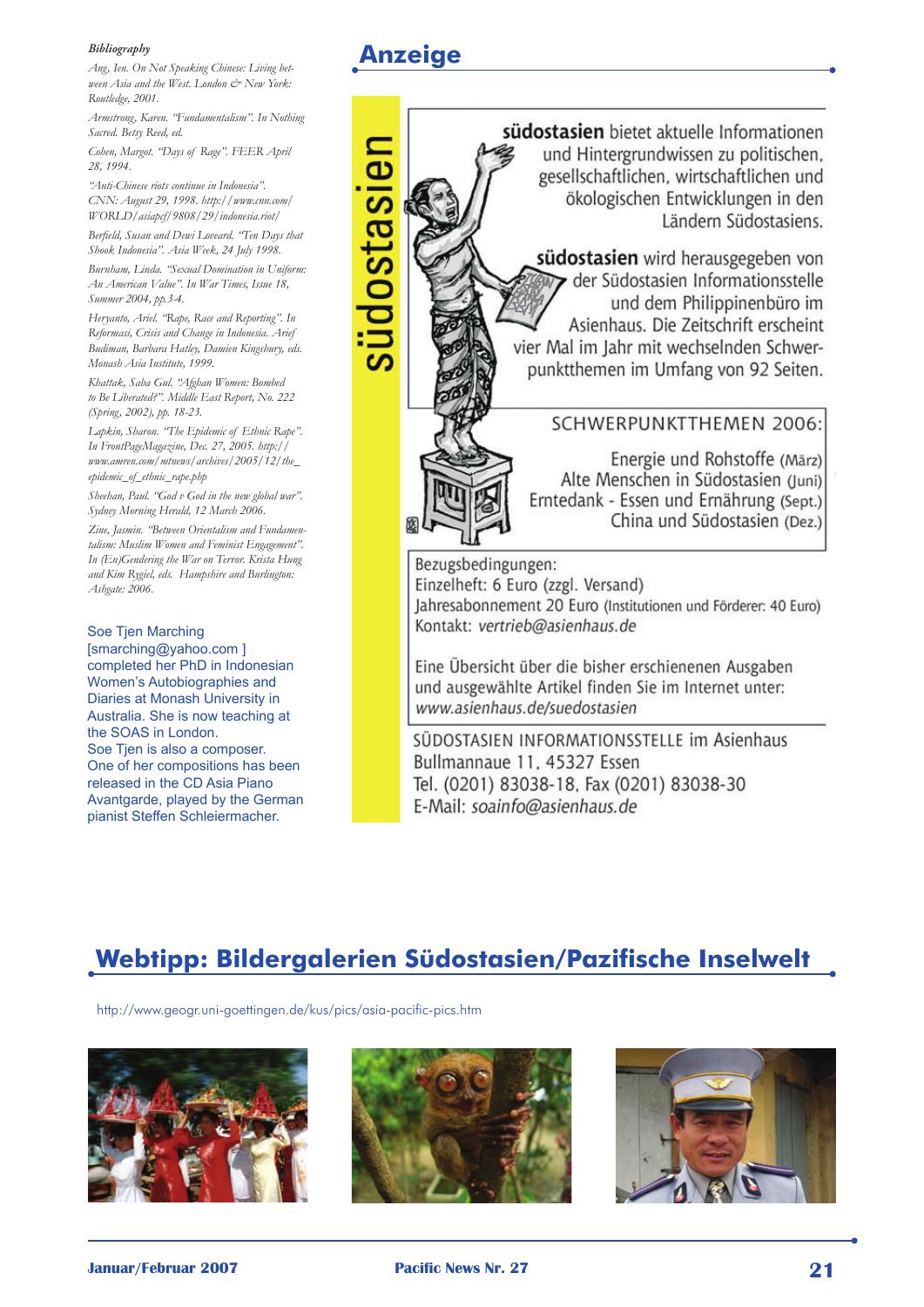***Bibliography***

*Ang, Ien. On Not Speaking Chinese: Living between Asia and the West. London & New York: Routledge, 2001.*

*Armstrong, Karen. "Fundamentalism". In Nothing Sacred. Betsy Reed, ed.*

*Cohen, Margot. "Days of Rage". FEER April 28, 1994.*

*"Anti-Chinese riots continue in Indonesia". CNN: August 29, 1998. http://www.cnn.com/WORLD/asiapcf/9808/29/indonesia.riot/*

*Berfield, Susan and Dewi Loveard. "Ten Days that Shook Indonesia". Asia Week, 24 July 1998.*

*Burnham, Linda. "Sexual Domination in Uniform: An American Value". In War Times, Issue 18, Summer 2004, pp.3-4.*

*Heryanto, Ariel. "Rape, Race and Reporting". In Reformasi, Crisis and Change in Indonesia. Arief Budiman, Barbara Hatley, Damien Kingsbury, eds. Monash Asia Institute, 1999.*

*Khattak, Saba Gul. "Afghan Women: Bombed to Be Liberated?". Middle East Report, No. 222 (Spring, 2002), pp. 18-23.*

*Lapkin, Sharon. "The Epidemic of Ethnic Rape". In FrontPageMagazine, Dec. 27, 2005. http://www.amren.com/mtnews/archives/2005/12/the_epidemic_of_ethnic_rape.php*

*Sheehan, Paul. "God v God in the new global war". Sydney Morning Herald, 12 March 2006.*

*Zine, Jasmin. "Between Orientalism and Fundamentalism: Muslim Women and Feminist Engagement". In (En)Gendering the War on Terror. Krista Hung and Kim Rygiel, eds. Hampshire and Burlington: Ashgate: 2006.*

Soe Tjen Marching [smarching@yahoo.com ] completed her PhD in Indonesian Women's Autobiographies and Diaries at Monash University in Australia. She is now teaching at the SOAS in London. Soe Tjen is also a composer. One of her compositions has been released in the CD Asia Piano Avantgarde, played by the German pianist Steffen Schleiermacher.

## Anzeige

**südostasien**

**südostasien** bietet aktuelle Informationen und Hintergrundwissen zu politischen, gesellschaftlichen, wirtschaftlichen und ökologischen Entwicklungen in den Ländern Südostasiens.

**südostasien** wird herausgegeben von der Südostasien Informationsstelle und dem Philippinenbüro im Asienhaus. Die Zeitschrift erscheint vier Mal im Jahr mit wechselnden Schwerpunktthemen im Umfang von 92 Seiten.

SCHWERPUNKTTHEMEN 2006:

Energie und Rohstoffe (März)
Alte Menschen in Südostasien (Juni)
Erntedank - Essen und Ernährung (Sept.)
China und Südostasien (Dez.)

Bezugsbedingungen:
Einzelheft: 6 Euro (zzgl. Versand)
Jahresabonnement 20 Euro (Institutionen und Förderer: 40 Euro)
Kontakt: *vertrieb@asienhaus.de*

Eine Übersicht über die bisher erschienenen Ausgaben und ausgewählte Artikel finden Sie im Internet unter: *www.asienhaus.de/suedostasien*

SÜDOSTASIEN INFORMATIONSSTELLE im Asienhaus
Bullmannaue 11, 45327 Essen
Tel. (0201) 83038-18, Fax (0201) 83038-30
E-Mail: *soainfo@asienhaus.de*

## Webtipp: Bildergalerien Südostasien/Pazifische Inselwelt

http://www.geogr.uni-goettingen.de/kus/pics/asia-pacific-pics.htm